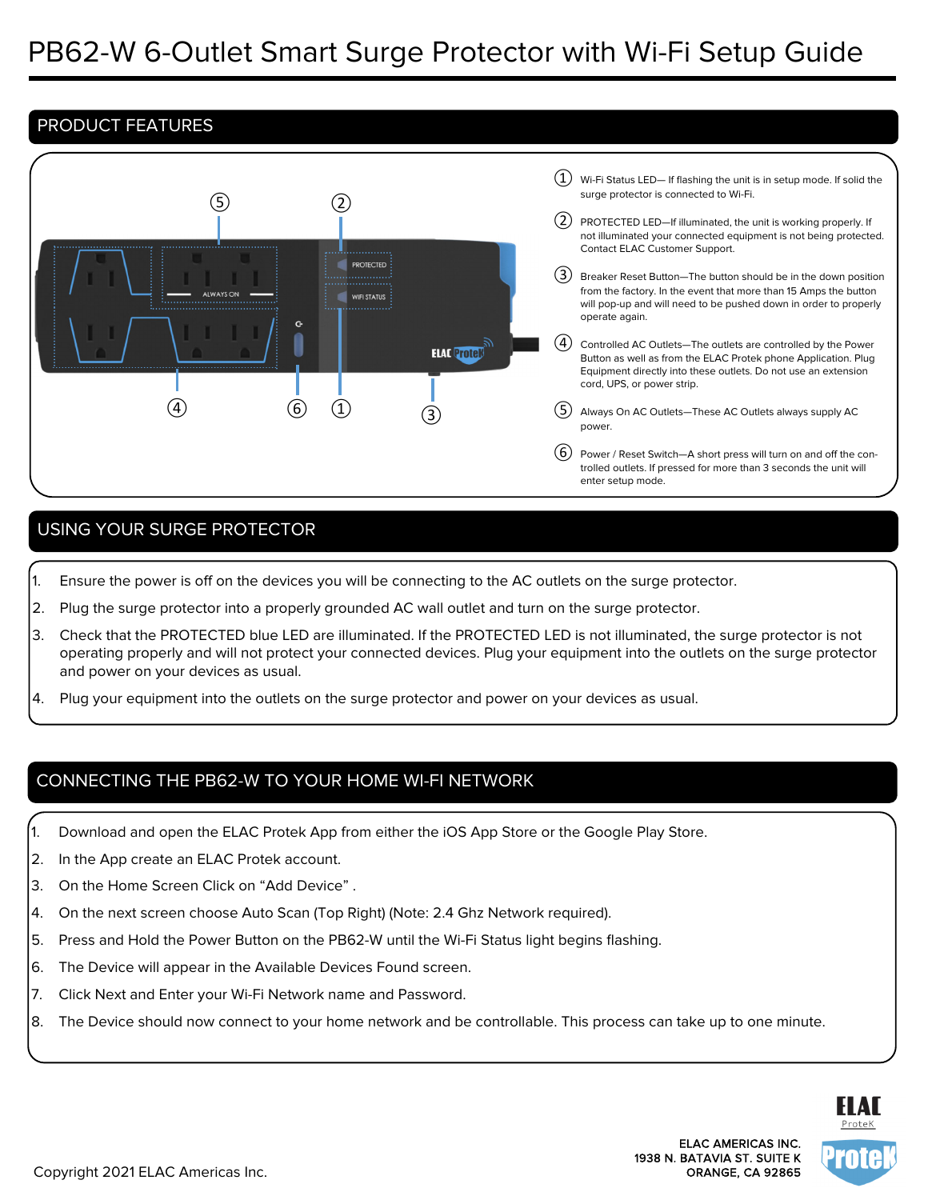# PB62-W 6-Outlet Smart Surge Protector with Wi-Fi Setup Guide

## PRODUCT FEATURES

1. Wi-Fi Status LED— If flashing the unit is in setup mode. If solid the surge protector is connected to Wi-Fi.
2. PROTECTED LED—If illuminated, the unit is working properly. If not illuminated your connected equipment is not being protected. Contact ELAC Customer Support.
3. Breaker Reset Button—The button should be in the down position from the factory. In the event that more than 15 Amps the button will pop-up and will need to be pushed down in order to properly operate again.
4. Controlled AC Outlets—The outlets are controlled by the Power Button as well as from the ELAC Protek phone Application. Plug Equipment directly into these outlets. Do not use an extension cord, UPS, or power strip.
5. Always On AC Outlets—These AC Outlets always supply AC power.
6. Power / Reset Switch—A short press will turn on and off the controlled outlets. If pressed for more than 3 seconds the unit will enter setup mode.

## USING YOUR SURGE PROTECTOR

1. Ensure the power is off on the devices you will be connecting to the AC outlets on the surge protector.
2. Plug the surge protector into a properly grounded AC wall outlet and turn on the surge protector.
3. Check that the PROTECTED blue LED are illuminated. If the PROTECTED LED is not illuminated, the surge protector is not operating properly and will not protect your connected devices. Plug your equipment into the outlets on the surge protector and power on your devices as usual.
4. Plug your equipment into the outlets on the surge protector and power on your devices as usual.

## CONNECTING THE PB62-W TO YOUR HOME WI-FI NETWORK

1. Download and open the ELAC Protek App from either the iOS App Store or the Google Play Store.
2. In the App create an ELAC Protek account.
3. On the Home Screen Click on "Add Device" .
4. On the next screen choose Auto Scan (Top Right) (Note: 2.4 Ghz Network required).
5. Press and Hold the Power Button on the PB62-W until the Wi-Fi Status light begins flashing.
6. The Device will appear in the Available Devices Found screen.
7. Click Next and Enter your Wi-Fi Network name and Password.
8. The Device should now connect to your home network and be controllable. This process can take up to one minute.

Copyright 2021 ELAC Americas Inc.

ELAC AMERICAS INC.
1938 N. BATAVIA ST. SUITE K
ORANGE, CA 92865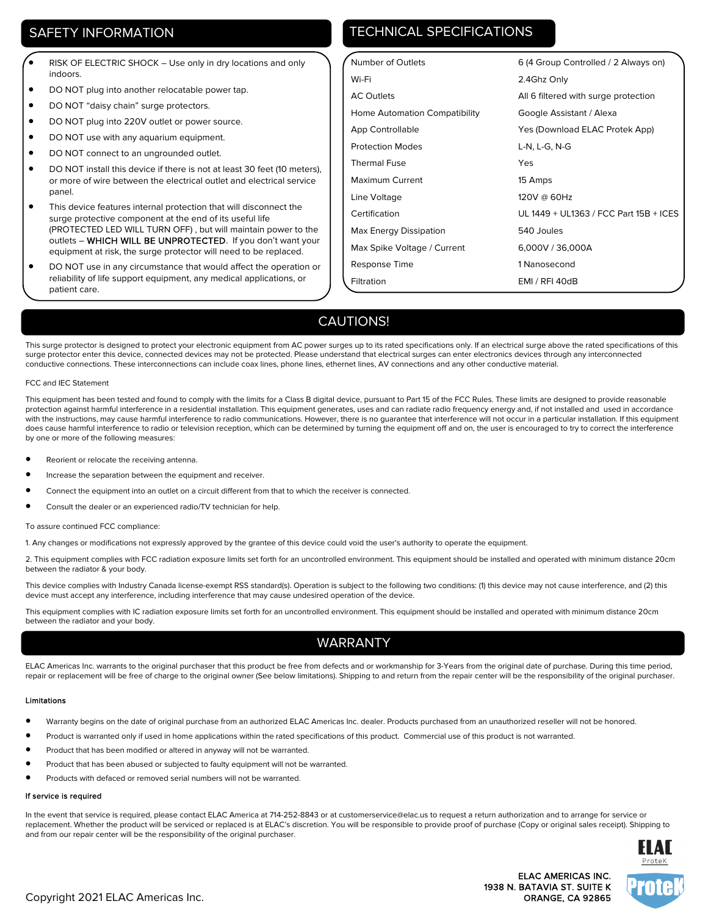## SAFETY INFORMATION

- RISK OF ELECTRIC SHOCK – Use only in dry locations and only indoors.
- DO NOT plug into another relocatable power tap.
- DO NOT "daisy chain" surge protectors.
- DO NOT plug into 220V outlet or power source.
- DO NOT use with any aquarium equipment.
- DO NOT connect to an ungrounded outlet.
- DO NOT install this device if there is not at least 30 feet (10 meters), or more of wire between the electrical outlet and electrical service panel.
- This device features internal protection that will disconnect the surge protective component at the end of its useful life (PROTECTED LED WILL TURN OFF) , but will maintain power to the outlets – **WHICH WILL BE UNPROTECTED**. If you don't want your equipment at risk, the surge protector will need to be replaced.
- DO NOT use in any circumstance that would affect the operation or reliability of life support equipment, any medical applications, or patient care.

## TECHNICAL SPECIFICATIONS

| | |
|---|---|
| Number of Outlets | 6 (4 Group Controlled / 2 Always on) |
| Wi-Fi | 2.4Ghz Only |
| AC Outlets | All 6 filtered with surge protection |
| Home Automation Compatibility | Google Assistant / Alexa |
| App Controllable | Yes (Download ELAC Protek App) |
| Protection Modes | L-N, L-G, N-G |
| Thermal Fuse | Yes |
| Maximum Current | 15 Amps |
| Line Voltage | 120V @ 60Hz |
| Certification | UL 1449 + UL1363 / FCC Part 15B + ICES |
| Max Energy Dissipation | 540 Joules |
| Max Spike Voltage / Current | 6,000V / 36,000A |
| Response Time | 1 Nanosecond |
| Filtration | EMI / RFI 40dB |

## CAUTIONS!

This surge protector is designed to protect your electronic equipment from AC power surges up to its rated specifications only. If an electrical surge above the rated specifications of this surge protector enter this device, connected devices may not be protected. Please understand that electrical surges can enter electronics devices through any interconnected conductive connections. These interconnections can include coax lines, phone lines, ethernet lines, AV connections and any other conductive material.

FCC and IEC Statement

This equipment has been tested and found to comply with the limits for a Class B digital device, pursuant to Part 15 of the FCC Rules. These limits are designed to provide reasonable protection against harmful interference in a residential installation. This equipment generates, uses and can radiate radio frequency energy and, if not installed and used in accordance with the instructions, may cause harmful interference to radio communications. However, there is no guarantee that interference will not occur in a particular installation. If this equipment does cause harmful interference to radio or television reception, which can be determined by turning the equipment off and on, the user is encouraged to try to correct the interference by one or more of the following measures:

- Reorient or relocate the receiving antenna.
- Increase the separation between the equipment and receiver.
- Connect the equipment into an outlet on a circuit different from that to which the receiver is connected.
- Consult the dealer or an experienced radio/TV technician for help.

To assure continued FCC compliance:

1. Any changes or modifications not expressly approved by the grantee of this device could void the user's authority to operate the equipment.

2. This equipment complies with FCC radiation exposure limits set forth for an uncontrolled environment. This equipment should be installed and operated with minimum distance 20cm between the radiator & your body.

This device complies with Industry Canada license-exempt RSS standard(s). Operation is subject to the following two conditions: (1) this device may not cause interference, and (2) this device must accept any interference, including interference that may cause undesired operation of the device.

This equipment complies with IC radiation exposure limits set forth for an uncontrolled environment. This equipment should be installed and operated with minimum distance 20cm between the radiator and your body.

## WARRANTY

ELAC Americas Inc. warrants to the original purchaser that this product be free from defects and or workmanship for 3-Years from the original date of purchase. During this time period, repair or replacement will be free of charge to the original owner (See below limitations). Shipping to and return from the repair center will be the responsibility of the original purchaser.

### Limitations

- Warranty begins on the date of original purchase from an authorized ELAC Americas Inc. dealer. Products purchased from an unauthorized reseller will not be honored.
- Product is warranted only if used in home applications within the rated specifications of this product. Commercial use of this product is not warranted.
- Product that has been modified or altered in anyway will not be warranted.
- Product that has been abused or subjected to faulty equipment will not be warranted.
- Products with defaced or removed serial numbers will not be warranted.

### If service is required

In the event that service is required, please contact ELAC America at 714-252-8843 or at customerservice@elac.us to request a return authorization and to arrange for service or replacement. Whether the product will be serviced or replaced is at ELAC's discretion. You will be responsible to provide proof of purchase (Copy or original sales receipt). Shipping to and from our repair center will be the responsibility of the original purchaser.

ELAC
ProteK

ELAC AMERICAS INC.
1938 N. BATAVIA ST. SUITE K
ORANGE, CA 92865

ProteK

Copyright 2021 ELAC Americas Inc.